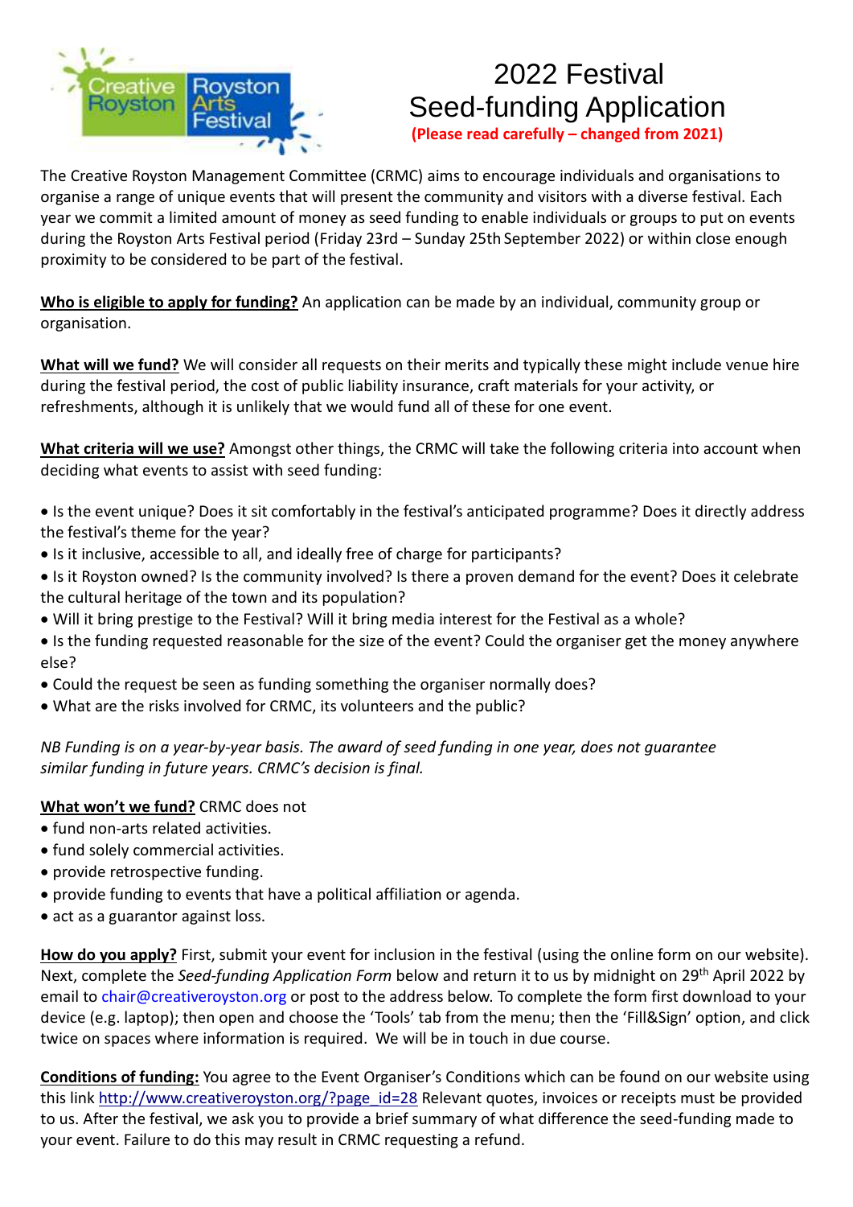# 2022 Festival Seed-funding Application

**(Please read carefully – changed from 2021)**

The Creative Royston Management Committee (CRMC) aims to encourage individuals and organisations to organise a range of unique events that will present the community and visitors with a diverse festival. Each year we commit a limited amount of money as seed funding to enable individuals or groups to put on events during the Royston Arts Festival period (Friday 23rd – Sunday 25th September 2022) or within close enough proximity to be considered to be part of the festival.

**Who is eligible to apply for funding?** An application can be made by an individual, community group or organisation.

**What will we fund?** We will consider all requests on their merits and typically these might include venue hire during the festival period, the cost of public liability insurance, craft materials for your activity, or refreshments, although it is unlikely that we would fund all of these for one event.

**What criteria will we use?** Amongst other things, the CRMC will take the following criteria into account when deciding what events to assist with seed funding:

- Is the event unique? Does it sit comfortably in the festival's anticipated programme? Does it directly address the festival's theme for the year?
- Is it inclusive, accessible to all, and ideally free of charge for participants?
- Is it Royston owned? Is the community involved? Is there a proven demand for the event? Does it celebrate the cultural heritage of the town and its population?
- Will it bring prestige to the Festival? Will it bring media interest for the Festival as a whole?
- Is the funding requested reasonable for the size of the event? Could the organiser get the money anywhere else?
- Could the request be seen as funding something the organiser normally does?
- What are the risks involved for CRMC, its volunteers and the public?

*NB Funding is on a year-by-year basis. The award of seed funding in one year, does not guarantee similar funding in future years. CRMC's decision is final.*

**What won't we fund?** CRMC does not

- fund non-arts related activities.
- fund solely commercial activities.
- provide retrospective funding.
- provide funding to events that have a political affiliation or agenda.
- act as a guarantor against loss.

**How do you apply?** First, submit your event for inclusion in the festival (using the online form on our website). Next, complete the *Seed-funding Application Form* below and return it to us by midnight on 29th April 2022 by email to chair@creativeroyston.org or post to the address below. To complete the form first download to your device (e.g. laptop); then open and choose the 'Tools' tab from the menu; then the 'Fill&Sign' option, and click twice on spaces where information is required. We will be in touch in due course.

**Conditions of funding:** You agree to the Event Organiser's Conditions which can be found on our website using this link http://www.creativeroyston.org/?page_id=28 Relevant quotes, invoices or receipts must be provided to us. After the festival, we ask you to provide a brief summary of what difference the seed-funding made to your event. Failure to do this may result in CRMC requesting a refund.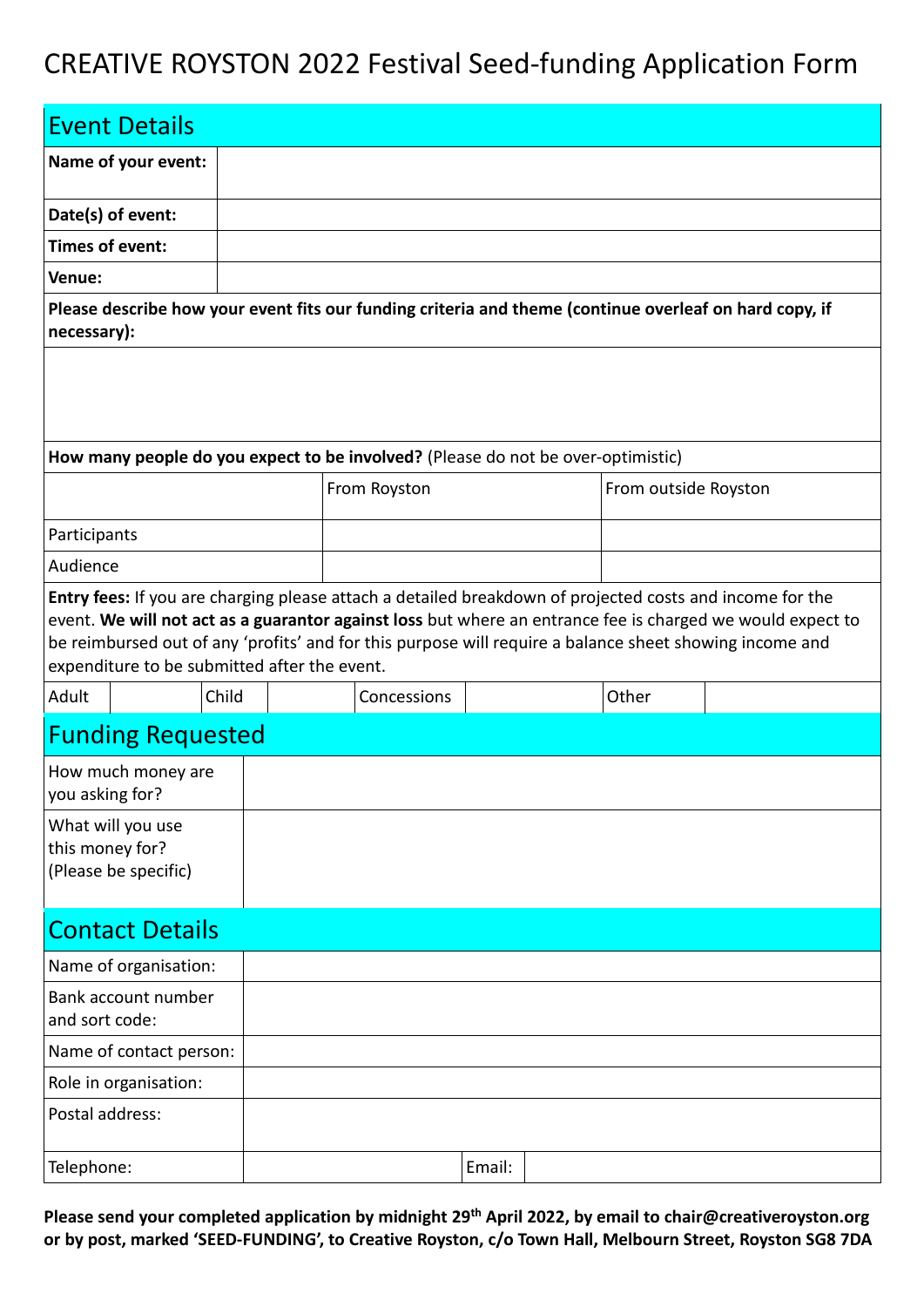# CREATIVE ROYSTON 2022 Festival Seed-funding Application Form

## Event Details

| | |
|---|---|
| **Name of your event:** | |
| **Date(s) of event:** | |
| **Times of event:** | |
| **Venue:** | |

**Please describe how your event fits our funding criteria and theme (continue overleaf on hard copy, if necessary):**

**How many people do you expect to be involved?** (Please do not be over-optimistic)

| | From Royston | From outside Royston |
|---|---|---|
| Participants | | |
| Audience | | |

**Entry fees:** If you are charging please attach a detailed breakdown of projected costs and income for the event. **We will not act as a guarantor against loss** but where an entrance fee is charged we would expect to be reimbursed out of any 'profits' and for this purpose will require a balance sheet showing income and expenditure to be submitted after the event.

| | | | | | | | |
|---|---|---|---|---|---|---|---|
| Adult | | Child | | Concessions | | Other | |

## Funding Requested

| | |
|---|---|
| How much money are you asking for? | |
| What will you use this money for? (Please be specific) | |

## Contact Details

| | | | |
|---|---|---|---|
| Name of organisation: | | | |
| Bank account number and sort code: | | | |
| Name of contact person: | | | |
| Role in organisation: | | | |
| Postal address: | | | |
| Telephone: | | Email: | |

**Please send your completed application by midnight 29th April 2022, by email to chair@creativeroyston.org or by post, marked 'SEED-FUNDING', to Creative Royston, c/o Town Hall, Melbourn Street, Royston SG8 7DA**